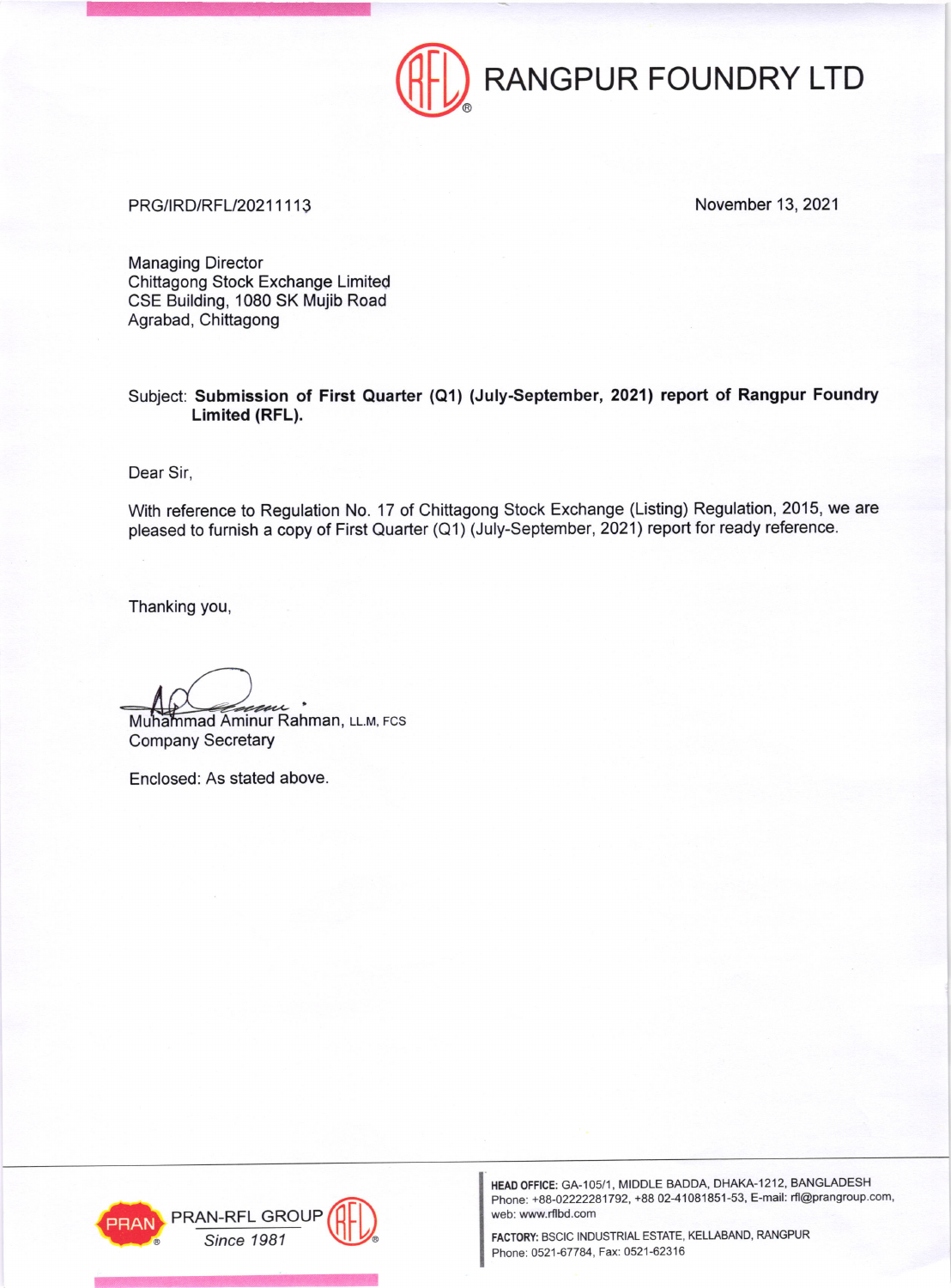# RANGPUR FOUNDRY LTD

PRG/IRD/RFL/20211113

November 13, 2021

Managing Director
Chittagong Stock Exchange Limited
CSE Building, 1080 SK Mujib Road
Agrabad, Chittagong

Subject: **Submission of First Quarter (Q1) (July-September, 2021) report of Rangpur Foundry Limited (RFL).**

Dear Sir,

With reference to Regulation No. 17 of Chittagong Stock Exchange (Listing) Regulation, 2015, we are pleased to furnish a copy of First Quarter (Q1) (July-September, 2021) report for ready reference.

Thanking you,

Muhammad Aminur Rahman, LL.M, FCS
Company Secretary

Enclosed: As stated above.

PRAN-RFL GROUP
*Since 1981*

**HEAD OFFICE:** GA-105/1, MIDDLE BADDA, DHAKA-1212, BANGLADESH
Phone: +88-02222281792, +88 02-41081851-53, E-mail: rfl@prangroup.com,
web: www.rflbd.com

**FACTORY:** BSCIC INDUSTRIAL ESTATE, KELLABAND, RANGPUR
Phone: 0521-67784, Fax: 0521-62316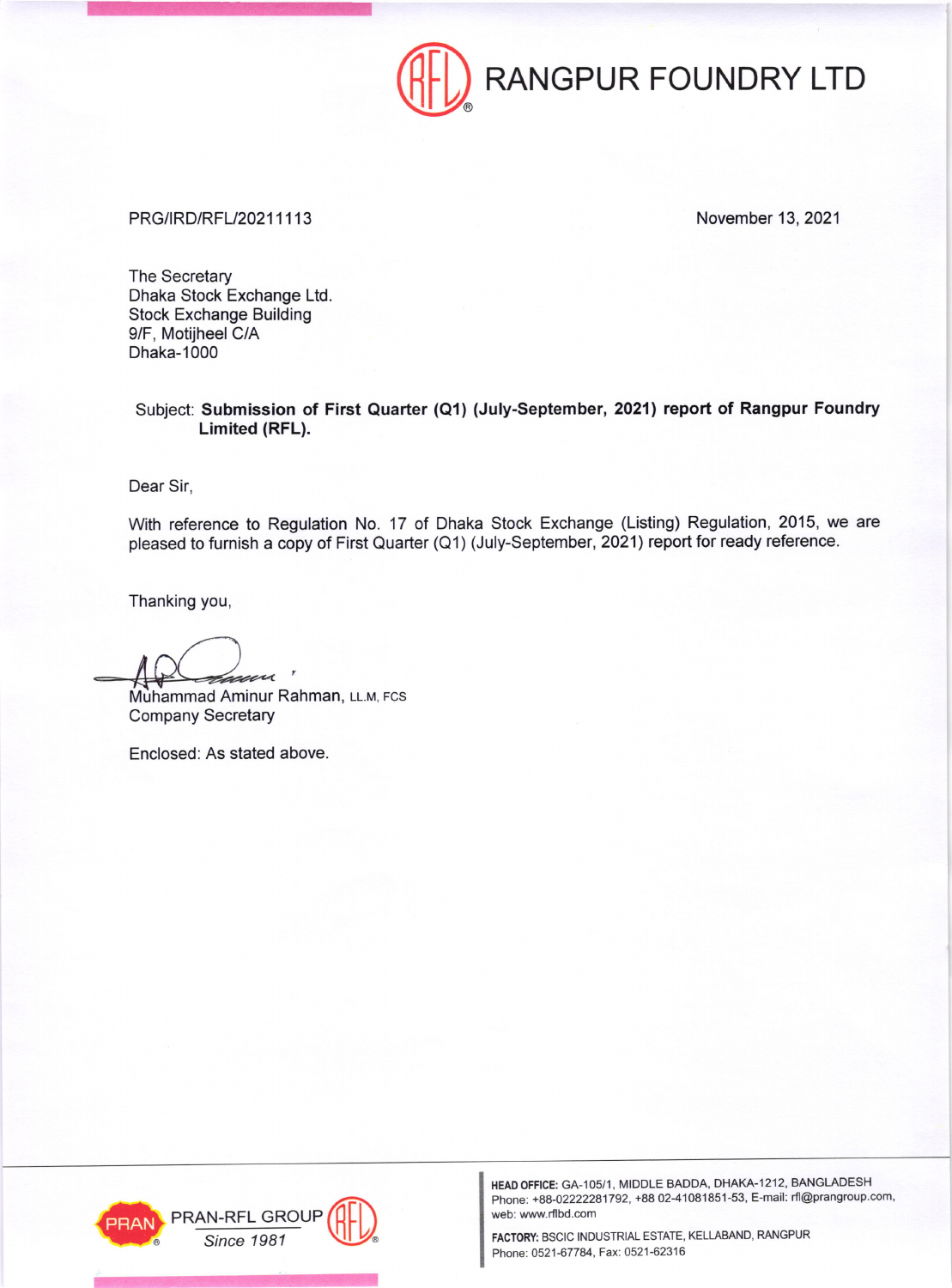# RANGPUR FOUNDRY LTD

PRG/IRD/RFL/20211113

November 13, 2021

The Secretary
Dhaka Stock Exchange Ltd.
Stock Exchange Building
9/F, Motijheel C/A
Dhaka-1000

Subject: **Submission of First Quarter (Q1) (July-September, 2021) report of Rangpur Foundry Limited (RFL).**

Dear Sir,

With reference to Regulation No. 17 of Dhaka Stock Exchange (Listing) Regulation, 2015, we are pleased to furnish a copy of First Quarter (Q1) (July-September, 2021) report for ready reference.

Thanking you,

Muhammad Aminur Rahman, LL.M, FCS
Company Secretary

Enclosed: As stated above.

PRAN-RFL GROUP
*Since 1981*

**HEAD OFFICE:** GA-105/1, MIDDLE BADDA, DHAKA-1212, BANGLADESH
Phone: +88-02222281792, +88 02-41081851-53, E-mail: rfl@prangroup.com, web: www.rflbd.com

**FACTORY:** BSCIC INDUSTRIAL ESTATE, KELLABAND, RANGPUR
Phone: 0521-67784, Fax: 0521-62316